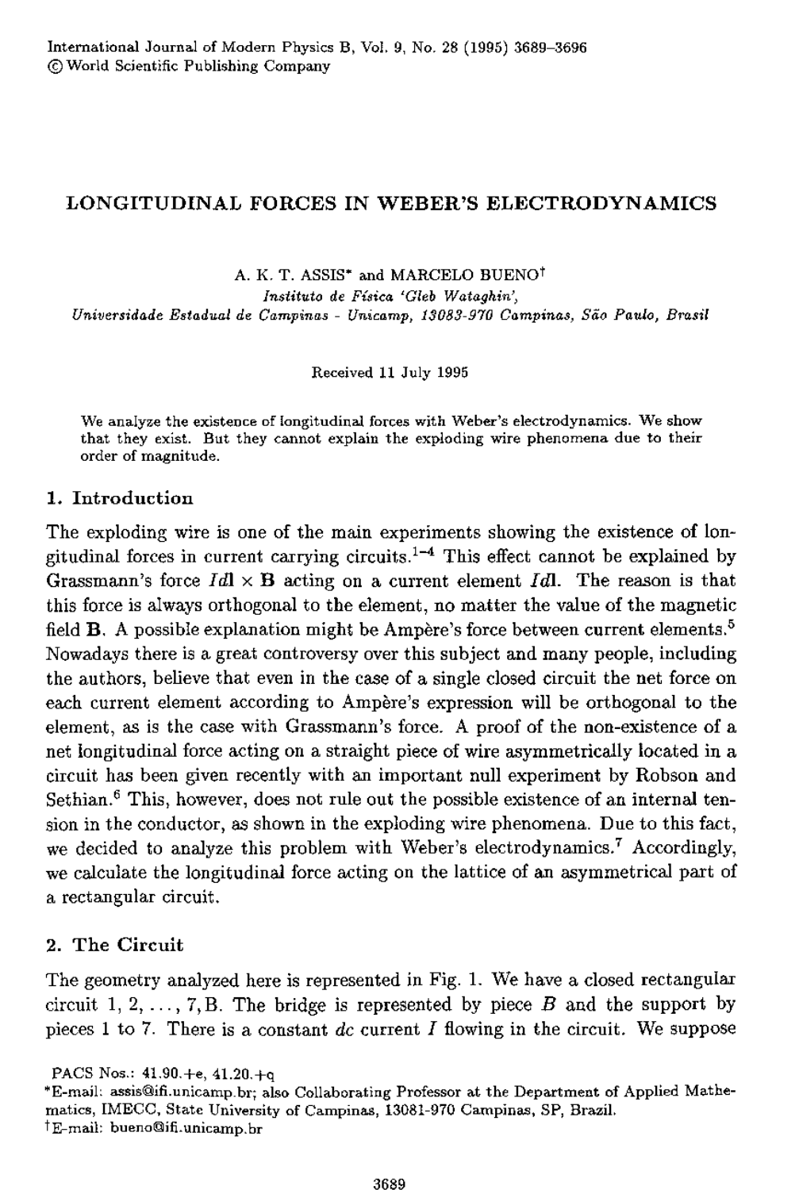# LONGITUDINAL FORCES IN WEBER'S ELECTRODYNAMICS

A. K. T. ASSIS* and MARCELO BUENO†

*Instituto de Física 'Gleb Wataghin',*
*Universidade Estadual de Campinas - Unicamp, 13083-970 Campinas, São Paulo, Brasil*

Received 11 July 1995

We analyze the existence of longitudinal forces with Weber's electrodynamics. We show that they exist. But they cannot explain the exploding wire phenomena due to their order of magnitude.

## 1. Introduction

The exploding wire is one of the main experiments showing the existence of longitudinal forces in current carrying circuits.[1-4] This effect cannot be explained by Grassmann's force $Id\mathbf{l} \times \mathbf{B}$ acting on a current element $Id\mathbf{l}$. The reason is that this force is always orthogonal to the element, no matter the value of the magnetic field $\mathbf{B}$. A possible explanation might be Ampère's force between current elements.[5] Nowadays there is a great controversy over this subject and many people, including the authors, believe that even in the case of a single closed circuit the net force on each current element according to Ampère's expression will be orthogonal to the element, as is the case with Grassmann's force. A proof of the non-existence of a net longitudinal force acting on a straight piece of wire asymmetrically located in a circuit has been given recently with an important null experiment by Robson and Sethian.[6] This, however, does not rule out the possible existence of an internal tension in the conductor, as shown in the exploding wire phenomena. Due to this fact, we decided to analyze this problem with Weber's electrodynamics.[7] Accordingly, we calculate the longitudinal force acting on the lattice of an asymmetrical part of a rectangular circuit.

## 2. The Circuit

The geometry analyzed here is represented in Fig. 1. We have a closed rectangular circuit 1, 2, ..., 7, B. The bridge is represented by piece $B$ and the support by pieces 1 to 7. There is a constant $dc$ current $I$ flowing in the circuit. We suppose

PACS Nos.: 41.90.+e, 41.20.+q

*E-mail: assis@ifi.unicamp.br; also Collaborating Professor at the Department of Applied Mathematics, IMECC, State University of Campinas, 13081-970 Campinas, SP, Brazil.

†E-mail: bueno@ifi.unicamp.br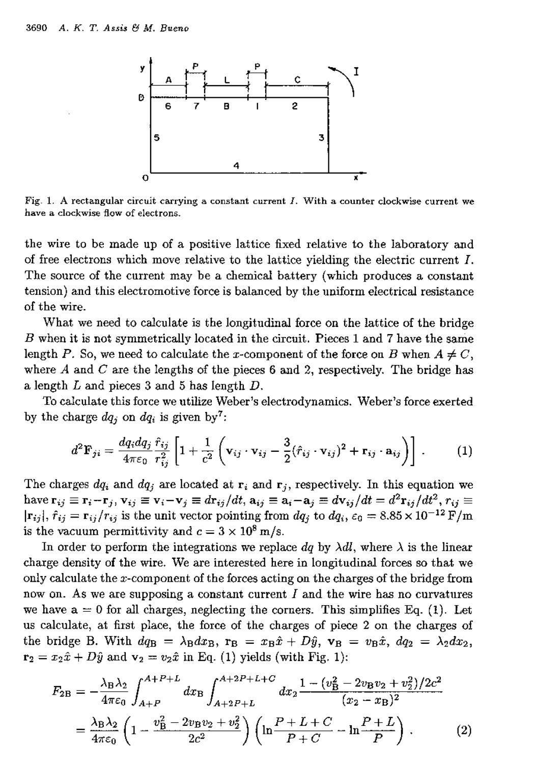Fig. 1. A rectangular circuit carrying a constant current $I$. With a counter clockwise current we have a clockwise flow of electrons.

the wire to be made up of a positive lattice fixed relative to the laboratory and of free electrons which move relative to the lattice yielding the electric current $I$. The source of the current may be a chemical battery (which produces a constant tension) and this electromotive force is balanced by the uniform electrical resistance of the wire.

What we need to calculate is the longitudinal force on the lattice of the bridge $B$ when it is not symmetrically located in the circuit. Pieces 1 and 7 have the same length $P$. So, we need to calculate the $x$-component of the force on $B$ when $A \neq C$, where $A$ and $C$ are the lengths of the pieces 6 and 2, respectively. The bridge has a length $L$ and pieces 3 and 5 has length $D$.

To calculate this force we utilize Weber's electrodynamics. Weber's force exerted by the charge $dq_j$ on $dq_i$ is given by[7]:

$$d^2\mathbf{F}_{ji} = \frac{dq_i dq_j}{4\pi\varepsilon_0} \frac{\hat{r}_{ij}}{r_{ij}^2} \left[ 1 + \frac{1}{c^2} \left( \mathbf{v}_{ij} \cdot \mathbf{v}_{ij} - \frac{3}{2}(\hat{r}_{ij} \cdot \mathbf{v}_{ij})^2 + \mathbf{r}_{ij} \cdot \mathbf{a}_{ij} \right) \right] . \quad (1)$$

The charges $dq_i$ and $dq_j$ are located at $\mathbf{r}_i$ and $\mathbf{r}_j$, respectively. In this equation we have $\mathbf{r}_{ij} \equiv \mathbf{r}_i - \mathbf{r}_j$, $\mathbf{v}_{ij} \equiv \mathbf{v}_i - \mathbf{v}_j \equiv d\mathbf{r}_{ij}/dt$, $\mathbf{a}_{ij} \equiv \mathbf{a}_i - \mathbf{a}_j \equiv d\mathbf{v}_{ij}/dt = d^2\mathbf{r}_{ij}/dt^2$, $r_{ij} \equiv |\mathbf{r}_{ij}|$, $\hat{r}_{ij} = \mathbf{r}_{ij}/r_{ij}$ is the unit vector pointing from $dq_j$ to $dq_i$, $\varepsilon_0 = 8.85 \times 10^{-12}$ F/m is the vacuum permittivity and $c = 3 \times 10^8$ m/s.

In order to perform the integrations we replace $dq$ by $\lambda dl$, where $\lambda$ is the linear charge density of the wire. We are interested here in longitudinal forces so that we only calculate the $x$-component of the forces acting on the charges of the bridge from now on. As we are supposing a constant current $I$ and the wire has no curvatures we have $\mathbf{a} = 0$ for all charges, neglecting the corners. This simplifies Eq. (1). Let us calculate, at first place, the force of the charges of piece 2 on the charges of the bridge B. With $dq_{\mathrm{B}} = \lambda_{\mathrm{B}} dx_{\mathrm{B}}$, $\mathbf{r}_{\mathrm{B}} = x_{\mathrm{B}}\hat{x} + D\hat{y}$, $\mathbf{v}_{\mathrm{B}} = v_{\mathrm{B}}\hat{x}$, $dq_2 = \lambda_2 dx_2$, $\mathbf{r}_2 = x_2\hat{x} + D\hat{y}$ and $\mathbf{v}_2 = v_2\hat{x}$ in Eq. (1) yields (with Fig. 1):

$$\begin{aligned} F_{2\mathrm{B}} &= -\frac{\lambda_{\mathrm{B}}\lambda_2}{4\pi\varepsilon_0} \int_{A+P}^{A+P+L} dx_{\mathrm{B}} \int_{A+2P+L}^{A+2P+L+C} dx_2 \frac{1 - (v_{\mathrm{B}}^2 - 2v_{\mathrm{B}}v_2 + v_2^2)/2c^2}{(x_2 - x_{\mathrm{B}})^2} \\ &= \frac{\lambda_{\mathrm{B}}\lambda_2}{4\pi\varepsilon_0} \left( 1 - \frac{v_{\mathrm{B}}^2 - 2v_{\mathrm{B}}v_2 + v_2^2}{2c^2} \right) \left( \ln\frac{P+L+C}{P+C} - \ln\frac{P+L}{P} \right) . \end{aligned} \quad (2)$$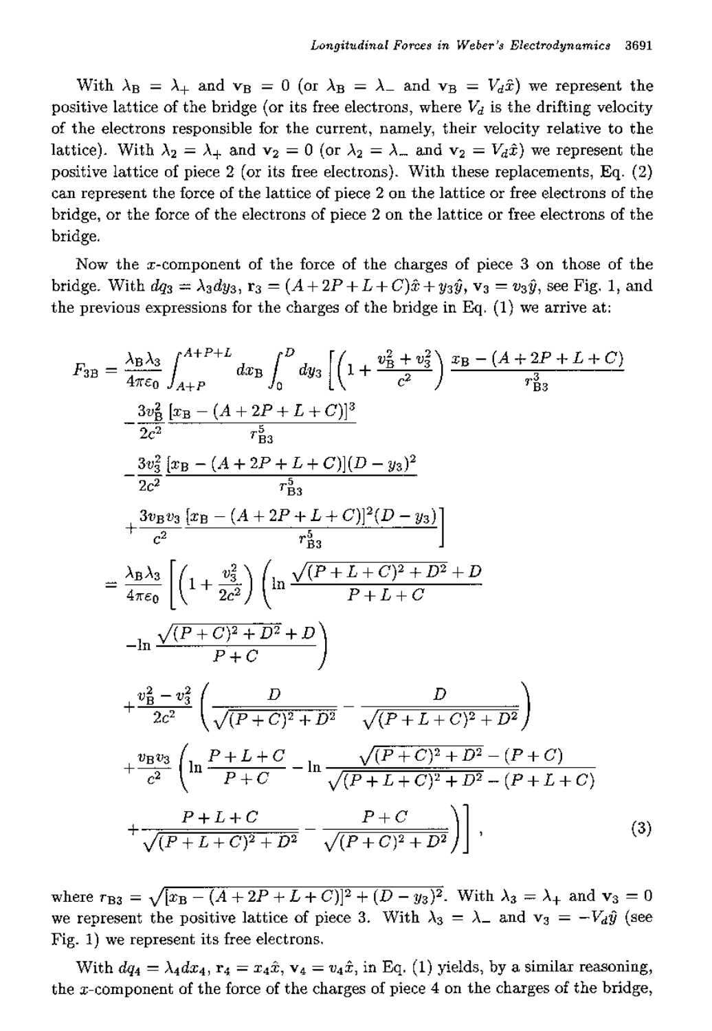With $\lambda_B = \lambda_+$ and $\mathbf{v}_B = 0$ (or $\lambda_B = \lambda_-$ and $\mathbf{v}_B = V_d\hat{x}$) we represent the positive lattice of the bridge (or its free electrons, where $V_d$ is the drifting velocity of the electrons responsible for the current, namely, their velocity relative to the lattice). With $\lambda_2 = \lambda_+$ and $\mathbf{v}_2 = 0$ (or $\lambda_2 = \lambda_-$ and $\mathbf{v}_2 = V_d\hat{x}$) we represent the positive lattice of piece 2 (or its free electrons). With these replacements, Eq. (2) can represent the force of the lattice of piece 2 on the lattice or free electrons of the bridge, or the force of the electrons of piece 2 on the lattice or free electrons of the bridge.

Now the $x$-component of the force of the charges of piece 3 on those of the bridge. With $dq_3 = \lambda_3 dy_3$, $\mathbf{r}_3 = (A + 2P + L + C)\hat{x} + y_3\hat{y}$, $\mathbf{v}_3 = v_3\hat{y}$, see Fig. 1, and the previous expressions for the charges of the bridge in Eq. (1) we arrive at:

$$
\begin{aligned}
F_{3B} = {} & \frac{\lambda_B\lambda_3}{4\pi\varepsilon_0}\int_{A+P}^{A+P+L} dx_B \int_0^D dy_3 \left[\left(1 + \frac{v_B^2 + v_3^2}{c^2}\right)\frac{x_B - (A + 2P + L + C)}{r_{B3}^3}\right. \\
& - \frac{3v_B^2}{2c^2}\frac{[x_B - (A + 2P + L + C)]^3}{r_{B3}^5} \\
& - \frac{3v_3^2}{2c^2}\frac{[x_B - (A + 2P + L + C)](D - y_3)^2}{r_{B3}^5} \\
& \left. + \frac{3v_B v_3}{c^2}\frac{[x_B - (A + 2P + L + C)]^2(D - y_3)}{r_{B3}^5}\right] \\
= {} & \frac{\lambda_B\lambda_3}{4\pi\varepsilon_0}\left[\left(1 + \frac{v_3^2}{2c^2}\right)\left(\ln\frac{\sqrt{(P + L + C)^2 + D^2} + D}{P + L + C}\right.\right. \\
& \left. - \ln\frac{\sqrt{(P + C)^2 + D^2} + D}{P + C}\right) \\
& + \frac{v_B^2 - v_3^2}{2c^2}\left(\frac{D}{\sqrt{(P + C)^2 + D^2}} - \frac{D}{\sqrt{(P + L + C)^2 + D^2}}\right) \\
& + \frac{v_B v_3}{c^2}\left(\ln\frac{P + L + C}{P + C} - \ln\frac{\sqrt{(P + C)^2 + D^2} - (P + C)}{\sqrt{(P + L + C)^2 + D^2} - (P + L + C)}\right. \\
& \left.\left. + \frac{P + L + C}{\sqrt{(P + L + C)^2 + D^2}} - \frac{P + C}{\sqrt{(P + C)^2 + D^2}}\right)\right], \qquad (3)
\end{aligned}
$$

where $r_{B3} = \sqrt{[x_B - (A + 2P + L + C)]^2 + (D - y_3)^2}$. With $\lambda_3 = \lambda_+$ and $\mathbf{v}_3 = 0$ we represent the positive lattice of piece 3. With $\lambda_3 = \lambda_-$ and $\mathbf{v}_3 = -V_d\hat{y}$ (see Fig. 1) we represent its free electrons.

With $dq_4 = \lambda_4 dx_4$, $\mathbf{r}_4 = x_4\hat{x}$, $\mathbf{v}_4 = v_4\hat{x}$, in Eq. (1) yields, by a similar reasoning, the $x$-component of the force of the charges of piece 4 on the charges of the bridge,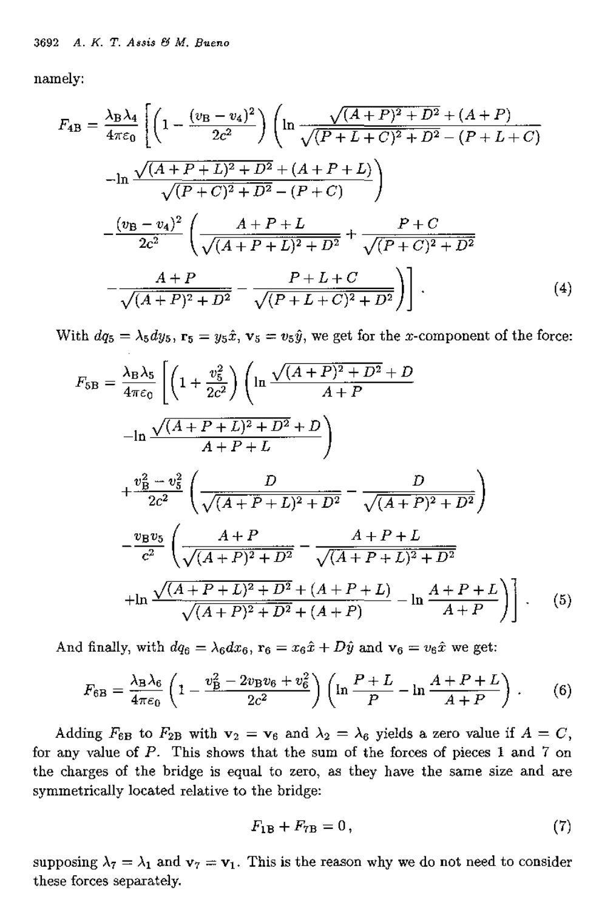namely:

$$F_{4B} = \frac{\lambda_B \lambda_4}{4\pi\varepsilon_0} \left[ \left(1 - \frac{(v_B - v_4)^2}{2c^2}\right) \left( \ln \frac{\sqrt{(A+P)^2 + D^2} + (A+P)}{\sqrt{(P+L+C)^2 + D^2} - (P+L+C)} \right. \right.$$

$$\left. - \ln \frac{\sqrt{(A+P+L)^2 + D^2} + (A+P+L)}{\sqrt{(P+C)^2 + D^2} - (P+C)} \right)$$

$$- \frac{(v_B - v_4)^2}{2c^2} \left( \frac{A+P+L}{\sqrt{(A+P+L)^2 + D^2}} + \frac{P+C}{\sqrt{(P+C)^2 + D^2}} \right.$$

$$\left. \left. - \frac{A+P}{\sqrt{(A+P)^2 + D^2}} - \frac{P+L+C}{\sqrt{(P+L+C)^2 + D^2}} \right) \right] . \tag{4}$$

With $dq_5 = \lambda_5 dy_5$, $\mathbf{r}_5 = y_5 \hat{x}$, $\mathbf{v}_5 = v_5 \hat{y}$, we get for the $x$-component of the force:

$$F_{5B} = \frac{\lambda_B \lambda_5}{4\pi\varepsilon_0} \left[ \left(1 + \frac{v_5^2}{2c^2}\right) \left( \ln \frac{\sqrt{(A+P)^2 + D^2} + D}{A+P} \right. \right.$$

$$\left. - \ln \frac{\sqrt{(A+P+L)^2 + D^2} + D}{A+P+L} \right)$$

$$+ \frac{v_B^2 - v_5^2}{2c^2} \left( \frac{D}{\sqrt{(A+P+L)^2 + D^2}} - \frac{D}{\sqrt{(A+P)^2 + D^2}} \right)$$

$$- \frac{v_B v_5}{c^2} \left( \frac{A+P}{\sqrt{(A+P)^2 + D^2}} - \frac{A+P+L}{\sqrt{(A+P+L)^2 + D^2}} \right.$$

$$\left. \left. + \ln \frac{\sqrt{(A+P+L)^2 + D^2} + (A+P+L)}{\sqrt{(A+P)^2 + D^2} + (A+P)} - \ln \frac{A+P+L}{A+P} \right) \right] . \tag{5}$$

And finally, with $dq_6 = \lambda_6 dx_6$, $\mathbf{r}_6 = x_6 \hat{x} + D\hat{y}$ and $\mathbf{v}_6 = v_6 \hat{x}$ we get:

$$F_{6B} = \frac{\lambda_B \lambda_6}{4\pi\varepsilon_0} \left(1 - \frac{v_B^2 - 2v_B v_6 + v_6^2}{2c^2}\right) \left( \ln \frac{P+L}{P} - \ln \frac{A+P+L}{A+P} \right) . \tag{6}$$

Adding $F_{6B}$ to $F_{2B}$ with $\mathbf{v}_2 = \mathbf{v}_6$ and $\lambda_2 = \lambda_6$ yields a zero value if $A = C$, for any value of $P$. This shows that the sum of the forces of pieces 1 and 7 on the charges of the bridge is equal to zero, as they have the same size and are symmetrically located relative to the bridge:

$$F_{1B} + F_{7B} = 0 , \tag{7}$$

supposing $\lambda_7 = \lambda_1$ and $\mathbf{v}_7 = \mathbf{v}_1$. This is the reason why we do not need to consider these forces separately.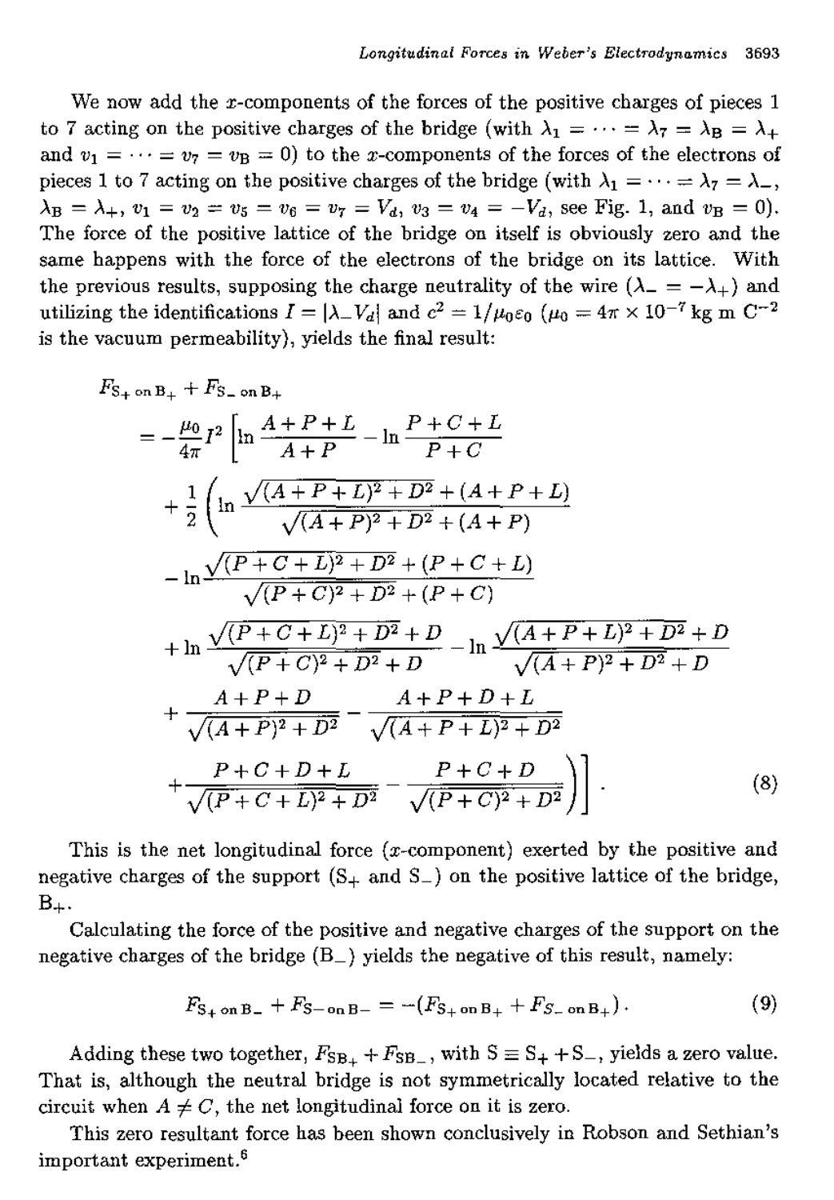We now add the $x$-components of the forces of the positive charges of pieces 1 to 7 acting on the positive charges of the bridge (with $\lambda_1 = \cdots = \lambda_7 = \lambda_B = \lambda_+$ and $v_1 = \cdots = v_7 = v_B = 0$) to the $x$-components of the forces of the electrons of pieces 1 to 7 acting on the positive charges of the bridge (with $\lambda_1 = \cdots = \lambda_7 = \lambda_-$, $\lambda_B = \lambda_+$, $v_1 = v_2 = v_5 = v_6 = v_7 = V_d$, $v_3 = v_4 = -V_d$, see Fig. 1, and $v_B = 0$). The force of the positive lattice of the bridge on itself is obviously zero and the same happens with the force of the electrons of the bridge on its lattice. With the previous results, supposing the charge neutrality of the wire ($\lambda_- = -\lambda_+$) and utilizing the identifications $I = |\lambda_- V_d|$ and $c^2 = 1/\mu_0\varepsilon_0$ ($\mu_0 = 4\pi \times 10^{-7}$ kg m C$^{-2}$ is the vacuum permeability), yields the final result:

$$
\begin{aligned}
&F_{S_+ \text{ on } B_+} + F_{S_- \text{ on } B_+} \\
&= -\frac{\mu_0}{4\pi} I^2 \left[ \ln \frac{A+P+L}{A+P} - \ln \frac{P+C+L}{P+C} \right. \\
&\quad + \frac{1}{2} \left( \ln \frac{\sqrt{(A+P+L)^2 + D^2} + (A+P+L)}{\sqrt{(A+P)^2 + D^2} + (A+P)} \right. \\
&\quad - \ln \frac{\sqrt{(P+C+L)^2 + D^2} + (P+C+L)}{\sqrt{(P+C)^2 + D^2} + (P+C)} \\
&\quad + \ln \frac{\sqrt{(P+C+L)^2 + D^2} + D}{\sqrt{(P+C)^2 + D^2} + D} - \ln \frac{\sqrt{(A+P+L)^2 + D^2} + D}{\sqrt{(A+P)^2 + D^2} + D} \\
&\quad + \frac{A+P+D}{\sqrt{(A+P)^2 + D^2}} - \frac{A+P+D+L}{\sqrt{(A+P+L)^2 + D^2}} \\
&\quad \left. \left. + \frac{P+C+D+L}{\sqrt{(P+C+L)^2 + D^2}} - \frac{P+C+D}{\sqrt{(P+C)^2 + D^2}} \right) \right] .
\end{aligned}
\tag{8}
$$

This is the net longitudinal force ($x$-component) exerted by the positive and negative charges of the support ($S_+$ and $S_-$) on the positive lattice of the bridge, $B_+$.

Calculating the force of the positive and negative charges of the support on the negative charges of the bridge ($B_-$) yields the negative of this result, namely:

$$
F_{S_+ \text{ on } B_-} + F_{S_- \text{ on } B_-} = -(F_{S_+ \text{ on } B_+} + F_{S_- \text{ on } B_+}) . \tag{9}
$$

Adding these two together, $F_{SB_+} + F_{SB_-}$, with $S \equiv S_+ + S_-$, yields a zero value. That is, although the neutral bridge is not symmetrically located relative to the circuit when $A \neq C$, the net longitudinal force on it is zero.

This zero resultant force has been shown conclusively in Robson and Sethian's important experiment.[6]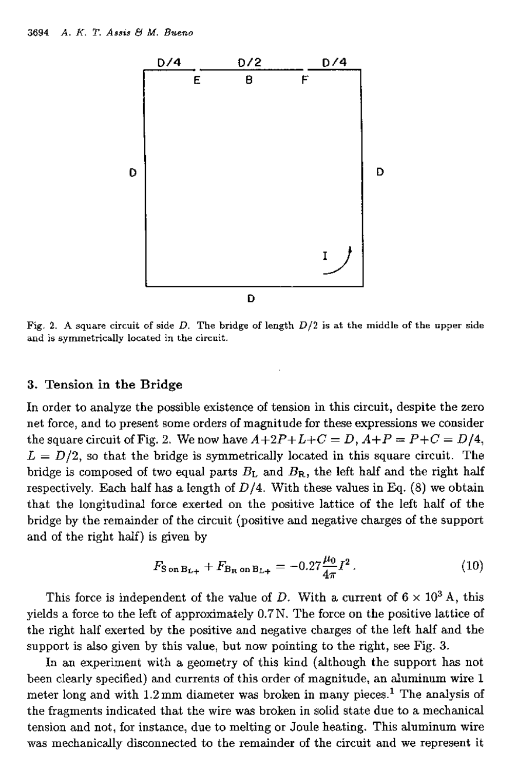Fig. 2. A square circuit of side $D$. The bridge of length $D/2$ is at the middle of the upper side and is symmetrically located in the circuit.

### 3. Tension in the Bridge

In order to analyze the possible existence of tension in this circuit, despite the zero net force, and to present some orders of magnitude for these expressions we consider the square circuit of Fig. 2. We now have $A+2P+L+C = D$, $A+P = P+C = D/4$, $L = D/2$, so that the bridge is symmetrically located in this square circuit. The bridge is composed of two equal parts $B_L$ and $B_R$, the left half and the right half respectively. Each half has a length of $D/4$. With these values in Eq. (8) we obtain that the longitudinal force exerted on the positive lattice of the left half of the bridge by the remainder of the circuit (positive and negative charges of the support and of the right half) is given by

$$F_{\text{S on B}_{\text{L}+}} + F_{\text{B}_{\text{R}} \text{ on B}_{\text{L}+}} = -0.27 \frac{\mu_0}{4\pi} I^2 \, . \tag{10}$$

This force is independent of the value of $D$. With a current of $6 \times 10^3$ A, this yields a force to the left of approximately 0.7 N. The force on the positive lattice of the right half exerted by the positive and negative charges of the left half and the support is also given by this value, but now pointing to the right, see Fig. 3.

In an experiment with a geometry of this kind (although the support has not been clearly specified) and currents of this order of magnitude, an aluminum wire 1 meter long and with 1.2 mm diameter was broken in many pieces.[1] The analysis of the fragments indicated that the wire was broken in solid state due to a mechanical tension and not, for instance, due to melting or Joule heating. This aluminum wire was mechanically disconnected to the remainder of the circuit and we represent it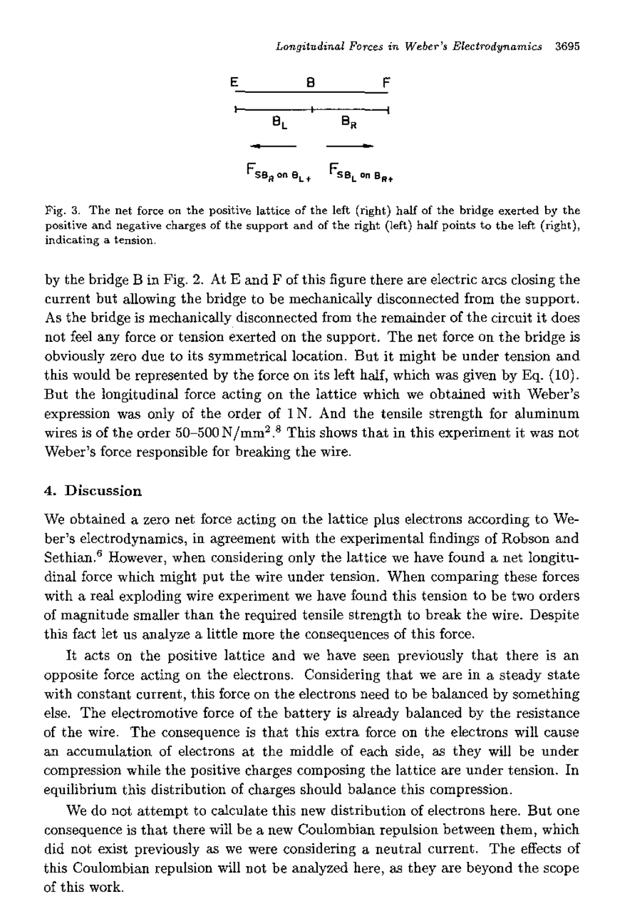Fig. 3. The net force on the positive lattice of the left (right) half of the bridge exerted by the positive and negative charges of the support and of the right (left) half points to the left (right), indicating a tension.

by the bridge B in Fig. 2. At E and F of this figure there are electric arcs closing the current but allowing the bridge to be mechanically disconnected from the support. As the bridge is mechanically disconnected from the remainder of the circuit it does not feel any force or tension exerted on the support. The net force on the bridge is obviously zero due to its symmetrical location. But it might be under tension and this would be represented by the force on its left half, which was given by Eq. (10). But the longitudinal force acting on the lattice which we obtained with Weber's expression was only of the order of 1 N. And the tensile strength for aluminum wires is of the order 50–500 N/mm$^2$.[8] This shows that in this experiment it was not Weber's force responsible for breaking the wire.

## 4. Discussion

We obtained a zero net force acting on the lattice plus electrons according to Weber's electrodynamics, in agreement with the experimental findings of Robson and Sethian.[6] However, when considering only the lattice we have found a net longitudinal force which might put the wire under tension. When comparing these forces with a real exploding wire experiment we have found this tension to be two orders of magnitude smaller than the required tensile strength to break the wire. Despite this fact let us analyze a little more the consequences of this force.

It acts on the positive lattice and we have seen previously that there is an opposite force acting on the electrons. Considering that we are in a steady state with constant current, this force on the electrons need to be balanced by something else. The electromotive force of the battery is already balanced by the resistance of the wire. The consequence is that this extra force on the electrons will cause an accumulation of electrons at the middle of each side, as they will be under compression while the positive charges composing the lattice are under tension. In equilibrium this distribution of charges should balance this compression.

We do not attempt to calculate this new distribution of electrons here. But one consequence is that there will be a new Coulombian repulsion between them, which did not exist previously as we were considering a neutral current. The effects of this Coulombian repulsion will not be analyzed here, as they are beyond the scope of this work.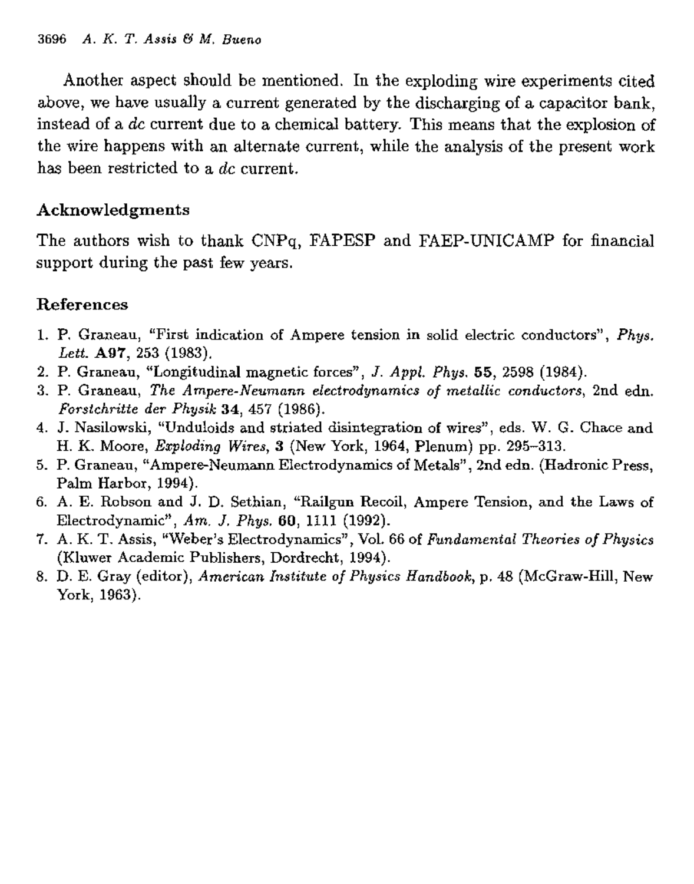Another aspect should be mentioned. In the exploding wire experiments cited above, we have usually a current generated by the discharging of a capacitor bank, instead of a *dc* current due to a chemical battery. This means that the explosion of the wire happens with an alternate current, while the analysis of the present work has been restricted to a *dc* current.

## Acknowledgments

The authors wish to thank CNPq, FAPESP and FAEP-UNICAMP for financial support during the past few years.

## References

1. P. Graneau, "First indication of Ampere tension in solid electric conductors", *Phys. Lett.* **A97**, 253 (1983).
2. P. Graneau, "Longitudinal magnetic forces", *J. Appl. Phys.* **55**, 2598 (1984).
3. P. Graneau, *The Ampere-Neumann electrodynamics of metallic conductors*, 2nd edn. *Forstchritte der Physik* **34**, 457 (1986).
4. J. Nasilowski, "Unduloids and striated disintegration of wires", eds. W. G. Chace and H. K. Moore, *Exploding Wires*, **3** (New York, 1964, Plenum) pp. 295–313.
5. P. Graneau, "Ampere-Neumann Electrodynamics of Metals", 2nd edn. (Hadronic Press, Palm Harbor, 1994).
6. A. E. Robson and J. D. Sethian, "Railgun Recoil, Ampere Tension, and the Laws of Electrodynamic", *Am. J. Phys.* **60**, 1111 (1992).
7. A. K. T. Assis, "Weber's Electrodynamics", Vol. 66 of *Fundamental Theories of Physics* (Kluwer Academic Publishers, Dordrecht, 1994).
8. D. E. Gray (editor), *American Institute of Physics Handbook*, p. 48 (McGraw-Hill, New York, 1963).